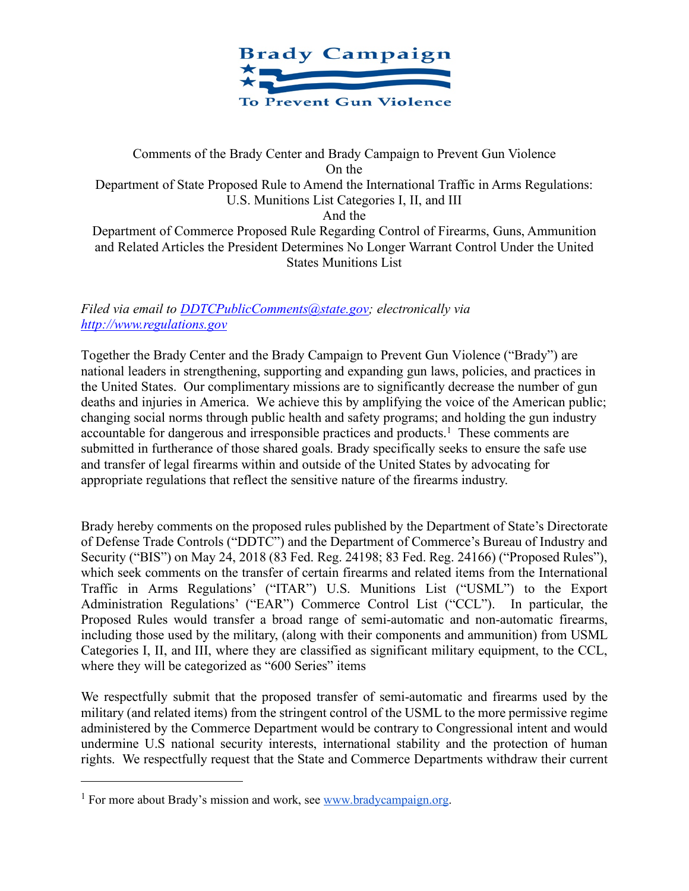Brady Campaign

To Prevent Gun Violence

Comments of the Brady Center and Brady Campaign to Prevent Gun Violence
On the
Department of State Proposed Rule to Amend the International Traffic in Arms Regulations: U.S. Munitions List Categories I, II, and III
And the
Department of Commerce Proposed Rule Regarding Control of Firearms, Guns, Ammunition and Related Articles the President Determines No Longer Warrant Control Under the United States Munitions List

*Filed via email to [DDTCPublicComments@state.gov](mailto:DDTCPublicComments@state.gov); electronically via [http://www.regulations.gov](http://www.regulations.gov)*

Together the Brady Center and the Brady Campaign to Prevent Gun Violence ("Brady") are national leaders in strengthening, supporting and expanding gun laws, policies, and practices in the United States. Our complimentary missions are to significantly decrease the number of gun deaths and injuries in America. We achieve this by amplifying the voice of the American public; changing social norms through public health and safety programs; and holding the gun industry accountable for dangerous and irresponsible practices and products.[1] These comments are submitted in furtherance of those shared goals. Brady specifically seeks to ensure the safe use and transfer of legal firearms within and outside of the United States by advocating for appropriate regulations that reflect the sensitive nature of the firearms industry.

Brady hereby comments on the proposed rules published by the Department of State's Directorate of Defense Trade Controls ("DDTC") and the Department of Commerce's Bureau of Industry and Security ("BIS") on May 24, 2018 (83 Fed. Reg. 24198; 83 Fed. Reg. 24166) ("Proposed Rules"), which seek comments on the transfer of certain firearms and related items from the International Traffic in Arms Regulations' ("ITAR") U.S. Munitions List ("USML") to the Export Administration Regulations' ("EAR") Commerce Control List ("CCL"). In particular, the Proposed Rules would transfer a broad range of semi-automatic and non-automatic firearms, including those used by the military, (along with their components and ammunition) from USML Categories I, II, and III, where they are classified as significant military equipment, to the CCL, where they will be categorized as "600 Series" items

We respectfully submit that the proposed transfer of semi-automatic and firearms used by the military (and related items) from the stringent control of the USML to the more permissive regime administered by the Commerce Department would be contrary to Congressional intent and would undermine U.S national security interests, international stability and the protection of human rights. We respectfully request that the State and Commerce Departments withdraw their current

[1] For more about Brady's mission and work, see [www.bradycampaign.org](http://www.bradycampaign.org).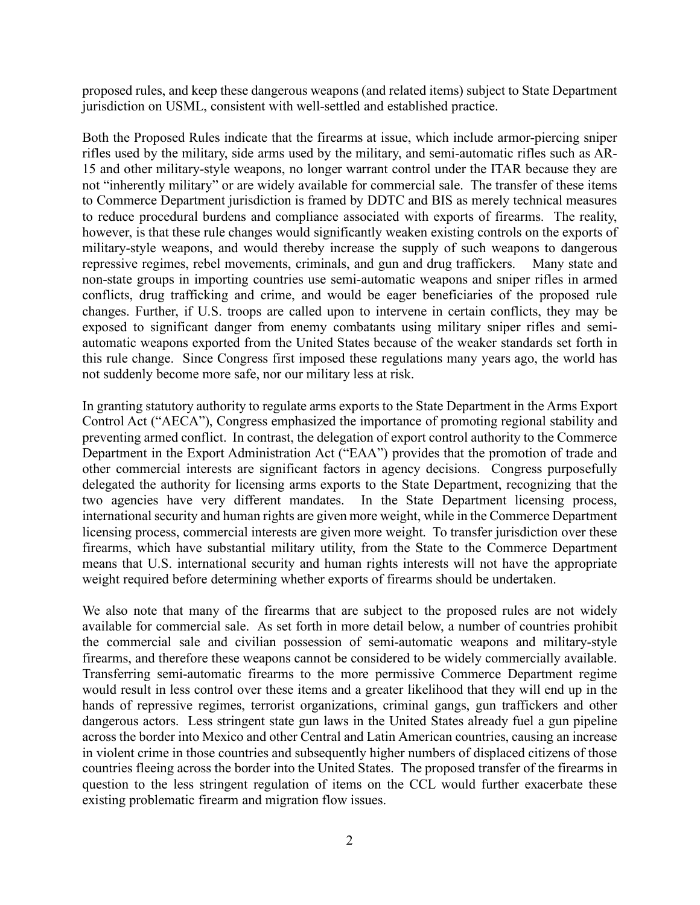proposed rules, and keep these dangerous weapons (and related items) subject to State Department jurisdiction on USML, consistent with well-settled and established practice.

Both the Proposed Rules indicate that the firearms at issue, which include armor-piercing sniper rifles used by the military, side arms used by the military, and semi-automatic rifles such as AR-15 and other military-style weapons, no longer warrant control under the ITAR because they are not "inherently military" or are widely available for commercial sale. The transfer of these items to Commerce Department jurisdiction is framed by DDTC and BIS as merely technical measures to reduce procedural burdens and compliance associated with exports of firearms. The reality, however, is that these rule changes would significantly weaken existing controls on the exports of military-style weapons, and would thereby increase the supply of such weapons to dangerous repressive regimes, rebel movements, criminals, and gun and drug traffickers. Many state and non-state groups in importing countries use semi-automatic weapons and sniper rifles in armed conflicts, drug trafficking and crime, and would be eager beneficiaries of the proposed rule changes. Further, if U.S. troops are called upon to intervene in certain conflicts, they may be exposed to significant danger from enemy combatants using military sniper rifles and semi-automatic weapons exported from the United States because of the weaker standards set forth in this rule change. Since Congress first imposed these regulations many years ago, the world has not suddenly become more safe, nor our military less at risk.

In granting statutory authority to regulate arms exports to the State Department in the Arms Export Control Act ("AECA"), Congress emphasized the importance of promoting regional stability and preventing armed conflict. In contrast, the delegation of export control authority to the Commerce Department in the Export Administration Act ("EAA") provides that the promotion of trade and other commercial interests are significant factors in agency decisions. Congress purposefully delegated the authority for licensing arms exports to the State Department, recognizing that the two agencies have very different mandates. In the State Department licensing process, international security and human rights are given more weight, while in the Commerce Department licensing process, commercial interests are given more weight. To transfer jurisdiction over these firearms, which have substantial military utility, from the State to the Commerce Department means that U.S. international security and human rights interests will not have the appropriate weight required before determining whether exports of firearms should be undertaken.

We also note that many of the firearms that are subject to the proposed rules are not widely available for commercial sale. As set forth in more detail below, a number of countries prohibit the commercial sale and civilian possession of semi-automatic weapons and military-style firearms, and therefore these weapons cannot be considered to be widely commercially available. Transferring semi-automatic firearms to the more permissive Commerce Department regime would result in less control over these items and a greater likelihood that they will end up in the hands of repressive regimes, terrorist organizations, criminal gangs, gun traffickers and other dangerous actors. Less stringent state gun laws in the United States already fuel a gun pipeline across the border into Mexico and other Central and Latin American countries, causing an increase in violent crime in those countries and subsequently higher numbers of displaced citizens of those countries fleeing across the border into the United States. The proposed transfer of the firearms in question to the less stringent regulation of items on the CCL would further exacerbate these existing problematic firearm and migration flow issues.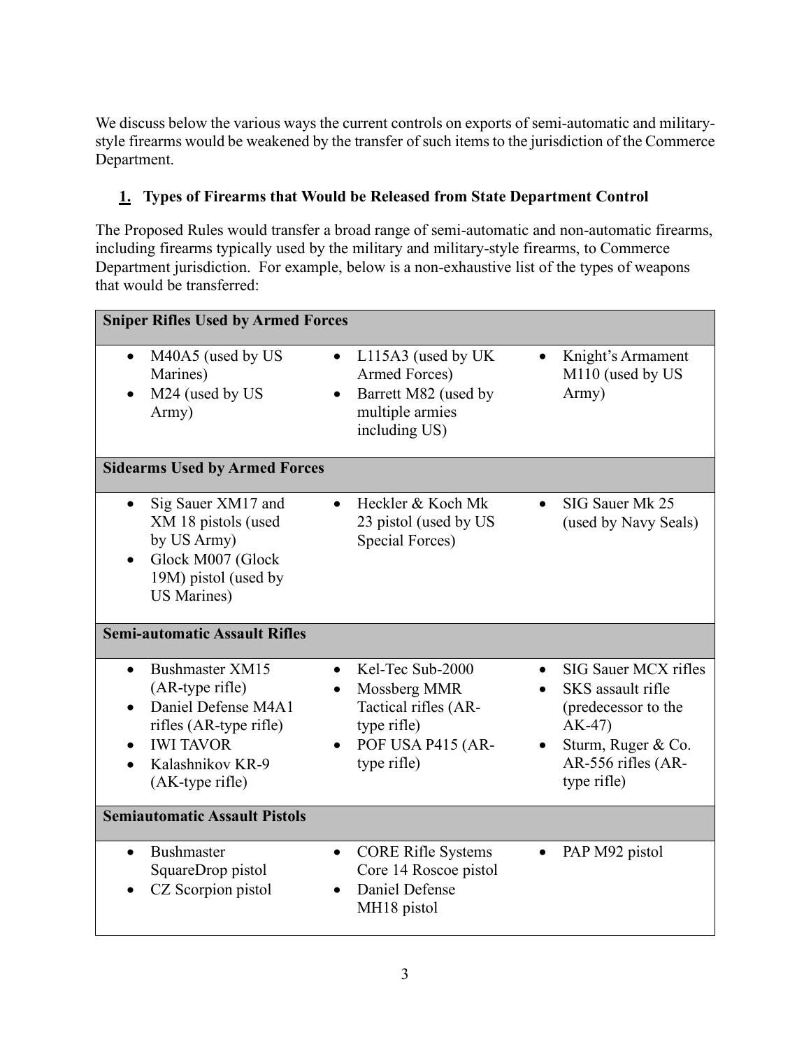We discuss below the various ways the current controls on exports of semi-automatic and military-style firearms would be weakened by the transfer of such items to the jurisdiction of the Commerce Department.

## 1. Types of Firearms that Would be Released from State Department Control

The Proposed Rules would transfer a broad range of semi-automatic and non-automatic firearms, including firearms typically used by the military and military-style firearms, to Commerce Department jurisdiction. For example, below is a non-exhaustive list of the types of weapons that would be transferred:

| **Sniper Rifles Used by Armed Forces** | | |
|---|---|---|
| • M40A5 (used by US Marines)<br>• M24 (used by US Army) | • L115A3 (used by UK Armed Forces)<br>• Barrett M82 (used by multiple armies including US) | • Knight's Armament M110 (used by US Army) |
| **Sidearms Used by Armed Forces** | | |
| • Sig Sauer XM17 and XM 18 pistols (used by US Army)<br>• Glock M007 (Glock 19M) pistol (used by US Marines) | • Heckler & Koch Mk 23 pistol (used by US Special Forces) | • SIG Sauer Mk 25 (used by Navy Seals) |
| **Semi-automatic Assault Rifles** | | |
| • Bushmaster XM15 (AR-type rifle)<br>• Daniel Defense M4A1 rifles (AR-type rifle)<br>• IWI TAVOR<br>• Kalashnikov KR-9 (AK-type rifle) | • Kel-Tec Sub-2000<br>• Mossberg MMR Tactical rifles (AR-type rifle)<br>• POF USA P415 (AR-type rifle) | • SIG Sauer MCX rifles<br>• SKS assault rifle (predecessor to the AK-47)<br>• Sturm, Ruger & Co. AR-556 rifles (AR-type rifle) |
| **Semiautomatic Assault Pistols** | | |
| • Bushmaster SquareDrop pistol<br>• CZ Scorpion pistol | • CORE Rifle Systems Core 14 Roscoe pistol<br>• Daniel Defense MH18 pistol | • PAP M92 pistol |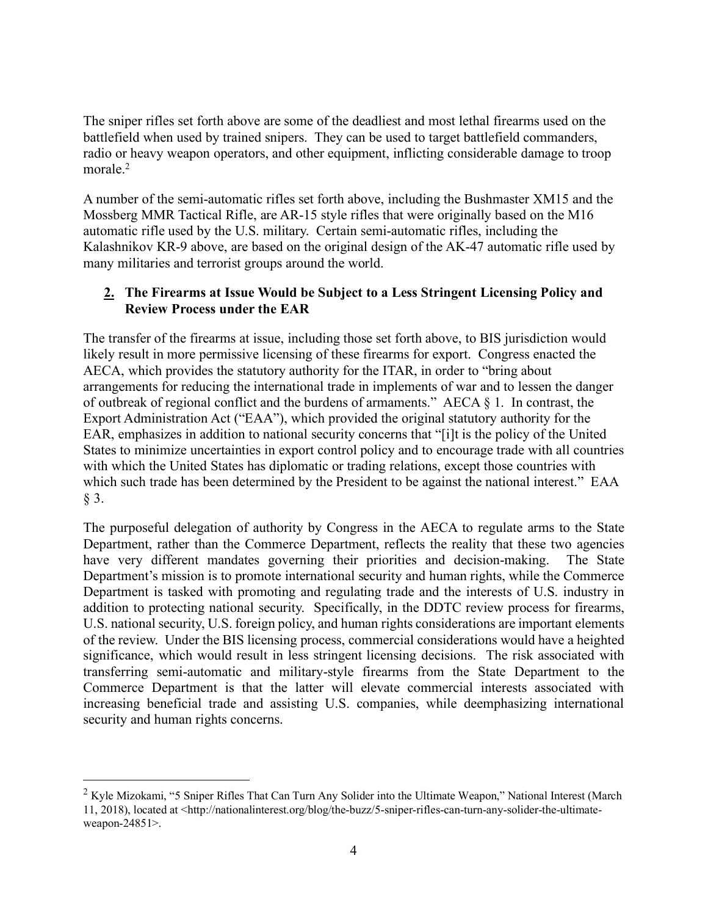The sniper rifles set forth above are some of the deadliest and most lethal firearms used on the battlefield when used by trained snipers. They can be used to target battlefield commanders, radio or heavy weapon operators, and other equipment, inflicting considerable damage to troop morale.[2]

A number of the semi-automatic rifles set forth above, including the Bushmaster XM15 and the Mossberg MMR Tactical Rifle, are AR-15 style rifles that were originally based on the M16 automatic rifle used by the U.S. military. Certain semi-automatic rifles, including the Kalashnikov KR-9 above, are based on the original design of the AK-47 automatic rifle used by many militaries and terrorist groups around the world.

### 2. The Firearms at Issue Would be Subject to a Less Stringent Licensing Policy and Review Process under the EAR

The transfer of the firearms at issue, including those set forth above, to BIS jurisdiction would likely result in more permissive licensing of these firearms for export. Congress enacted the AECA, which provides the statutory authority for the ITAR, in order to "bring about arrangements for reducing the international trade in implements of war and to lessen the danger of outbreak of regional conflict and the burdens of armaments." AECA § 1. In contrast, the Export Administration Act ("EAA"), which provided the original statutory authority for the EAR, emphasizes in addition to national security concerns that "[i]t is the policy of the United States to minimize uncertainties in export control policy and to encourage trade with all countries with which the United States has diplomatic or trading relations, except those countries with which such trade has been determined by the President to be against the national interest." EAA § 3.

The purposeful delegation of authority by Congress in the AECA to regulate arms to the State Department, rather than the Commerce Department, reflects the reality that these two agencies have very different mandates governing their priorities and decision-making. The State Department's mission is to promote international security and human rights, while the Commerce Department is tasked with promoting and regulating trade and the interests of U.S. industry in addition to protecting national security. Specifically, in the DDTC review process for firearms, U.S. national security, U.S. foreign policy, and human rights considerations are important elements of the review. Under the BIS licensing process, commercial considerations would have a heighted significance, which would result in less stringent licensing decisions. The risk associated with transferring semi-automatic and military-style firearms from the State Department to the Commerce Department is that the latter will elevate commercial interests associated with increasing beneficial trade and assisting U.S. companies, while deemphasizing international security and human rights concerns.

---

[2] Kyle Mizokami, "5 Sniper Rifles That Can Turn Any Solider into the Ultimate Weapon," National Interest (March 11, 2018), located at <http://nationalinterest.org/blog/the-buzz/5-sniper-rifles-can-turn-any-solider-the-ultimate-weapon-24851>.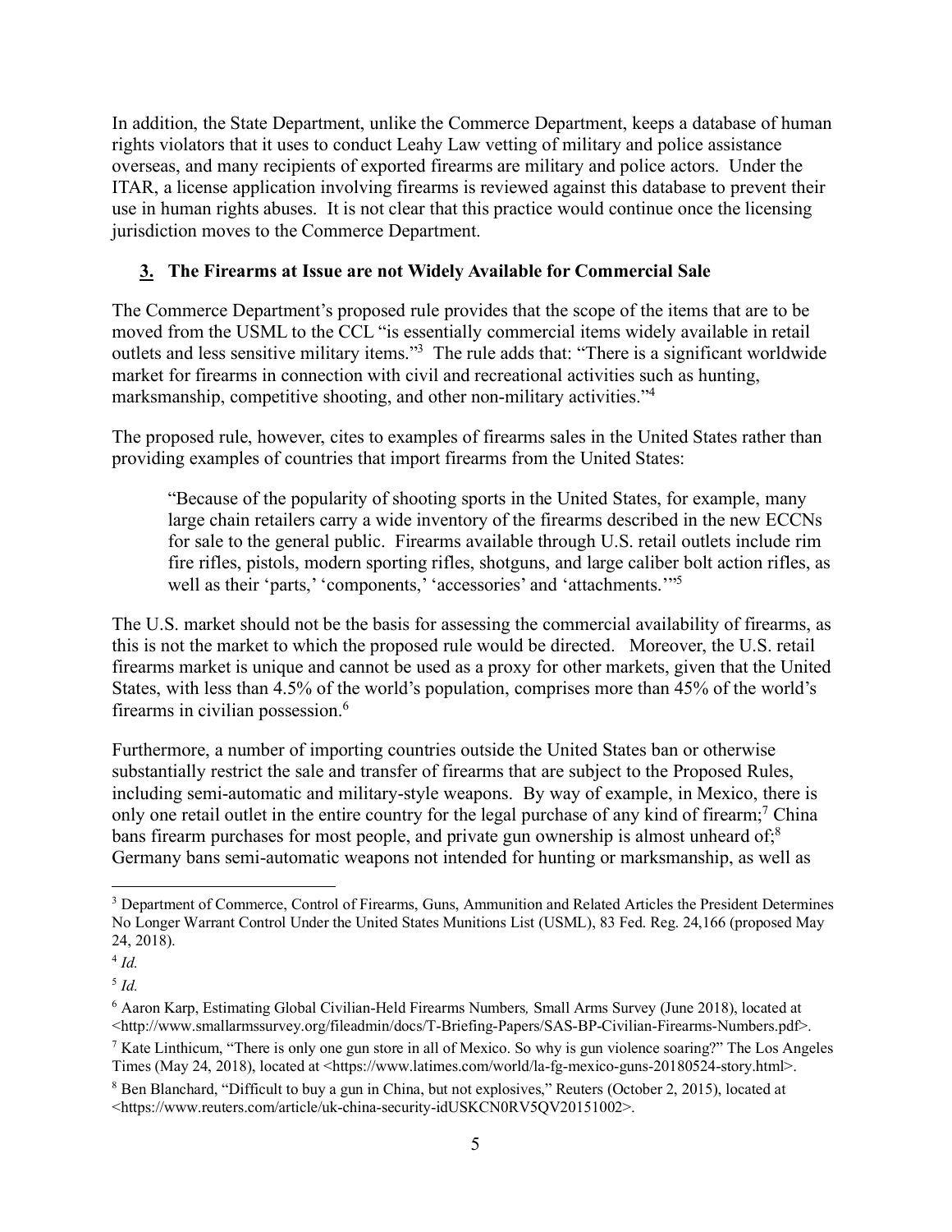In addition, the State Department, unlike the Commerce Department, keeps a database of human rights violators that it uses to conduct Leahy Law vetting of military and police assistance overseas, and many recipients of exported firearms are military and police actors. Under the ITAR, a license application involving firearms is reviewed against this database to prevent their use in human rights abuses. It is not clear that this practice would continue once the licensing jurisdiction moves to the Commerce Department.

### 3. The Firearms at Issue are not Widely Available for Commercial Sale

The Commerce Department's proposed rule provides that the scope of the items that are to be moved from the USML to the CCL "is essentially commercial items widely available in retail outlets and less sensitive military items."[3] The rule adds that: "There is a significant worldwide market for firearms in connection with civil and recreational activities such as hunting, marksmanship, competitive shooting, and other non-military activities."[4]

The proposed rule, however, cites to examples of firearms sales in the United States rather than providing examples of countries that import firearms from the United States:

> "Because of the popularity of shooting sports in the United States, for example, many large chain retailers carry a wide inventory of the firearms described in the new ECCNs for sale to the general public. Firearms available through U.S. retail outlets include rim fire rifles, pistols, modern sporting rifles, shotguns, and large caliber bolt action rifles, as well as their 'parts,' 'components,' 'accessories' and 'attachments.'"[5]

The U.S. market should not be the basis for assessing the commercial availability of firearms, as this is not the market to which the proposed rule would be directed. Moreover, the U.S. retail firearms market is unique and cannot be used as a proxy for other markets, given that the United States, with less than 4.5% of the world's population, comprises more than 45% of the world's firearms in civilian possession.[6]

Furthermore, a number of importing countries outside the United States ban or otherwise substantially restrict the sale and transfer of firearms that are subject to the Proposed Rules, including semi-automatic and military-style weapons. By way of example, in Mexico, there is only one retail outlet in the entire country for the legal purchase of any kind of firearm;[7] China bans firearm purchases for most people, and private gun ownership is almost unheard of;[8] Germany bans semi-automatic weapons not intended for hunting or marksmanship, as well as

---

[3] Department of Commerce, Control of Firearms, Guns, Ammunition and Related Articles the President Determines No Longer Warrant Control Under the United States Munitions List (USML), 83 Fed. Reg. 24,166 (proposed May 24, 2018).

[4] *Id.*

[5] *Id.*

[6] Aaron Karp, Estimating Global Civilian-Held Firearms Numbers*,* Small Arms Survey (June 2018), located at <http://www.smallarmssurvey.org/fileadmin/docs/T-Briefing-Papers/SAS-BP-Civilian-Firearms-Numbers.pdf>.

[7] Kate Linthicum, "There is only one gun store in all of Mexico. So why is gun violence soaring?" The Los Angeles Times (May 24, 2018), located at <https://www.latimes.com/world/la-fg-mexico-guns-20180524-story.html>.

[8] Ben Blanchard, "Difficult to buy a gun in China, but not explosives," Reuters (October 2, 2015), located at <https://www.reuters.com/article/uk-china-security-idUSKCN0RV5QV20151002>.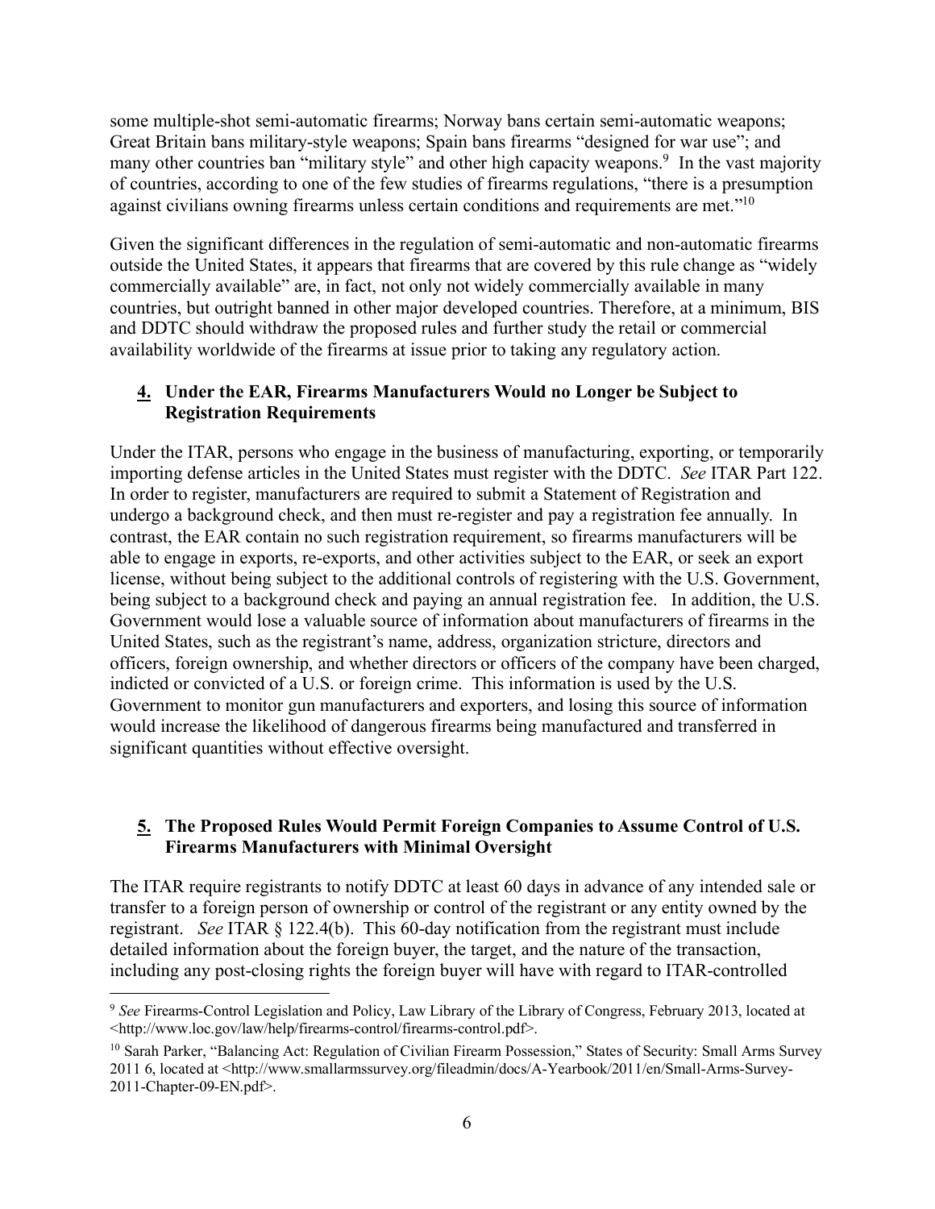some multiple-shot semi-automatic firearms; Norway bans certain semi-automatic weapons; Great Britain bans military-style weapons; Spain bans firearms "designed for war use"; and many other countries ban "military style" and other high capacity weapons.[9] In the vast majority of countries, according to one of the few studies of firearms regulations, "there is a presumption against civilians owning firearms unless certain conditions and requirements are met."[10]

Given the significant differences in the regulation of semi-automatic and non-automatic firearms outside the United States, it appears that firearms that are covered by this rule change as "widely commercially available" are, in fact, not only not widely commercially available in many countries, but outright banned in other major developed countries. Therefore, at a minimum, BIS and DDTC should withdraw the proposed rules and further study the retail or commercial availability worldwide of the firearms at issue prior to taking any regulatory action.

### **4. Under the EAR, Firearms Manufacturers Would no Longer be Subject to Registration Requirements**

Under the ITAR, persons who engage in the business of manufacturing, exporting, or temporarily importing defense articles in the United States must register with the DDTC. *See* ITAR Part 122. In order to register, manufacturers are required to submit a Statement of Registration and undergo a background check, and then must re-register and pay a registration fee annually. In contrast, the EAR contain no such registration requirement, so firearms manufacturers will be able to engage in exports, re-exports, and other activities subject to the EAR, or seek an export license, without being subject to the additional controls of registering with the U.S. Government, being subject to a background check and paying an annual registration fee. In addition, the U.S. Government would lose a valuable source of information about manufacturers of firearms in the United States, such as the registrant's name, address, organization stricture, directors and officers, foreign ownership, and whether directors or officers of the company have been charged, indicted or convicted of a U.S. or foreign crime. This information is used by the U.S. Government to monitor gun manufacturers and exporters, and losing this source of information would increase the likelihood of dangerous firearms being manufactured and transferred in significant quantities without effective oversight.

### **5. The Proposed Rules Would Permit Foreign Companies to Assume Control of U.S. Firearms Manufacturers with Minimal Oversight**

The ITAR require registrants to notify DDTC at least 60 days in advance of any intended sale or transfer to a foreign person of ownership or control of the registrant or any entity owned by the registrant. *See* ITAR § 122.4(b). This 60-day notification from the registrant must include detailed information about the foreign buyer, the target, and the nature of the transaction, including any post-closing rights the foreign buyer will have with regard to ITAR-controlled

---

[9] *See* Firearms-Control Legislation and Policy, Law Library of the Library of Congress, February 2013, located at <http://www.loc.gov/law/help/firearms-control/firearms-control.pdf>.

[10] Sarah Parker, "Balancing Act: Regulation of Civilian Firearm Possession," States of Security: Small Arms Survey 2011 6, located at <http://www.smallarmssurvey.org/fileadmin/docs/A-Yearbook/2011/en/Small-Arms-Survey-2011-Chapter-09-EN.pdf>.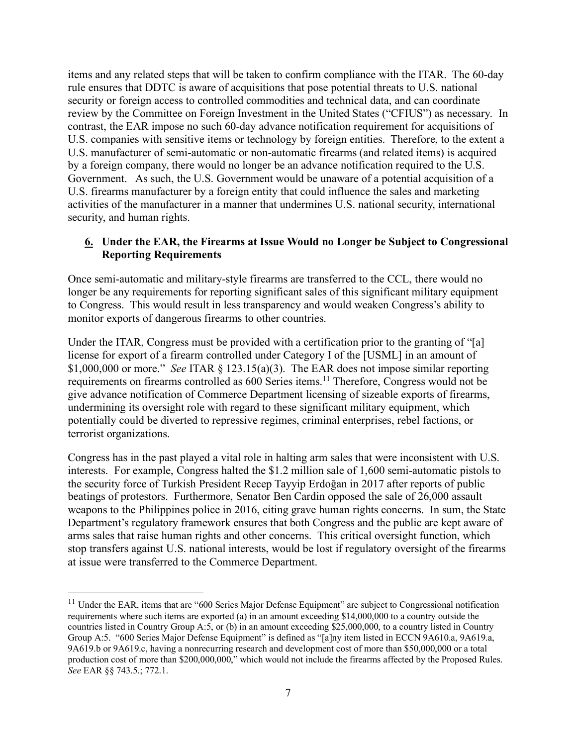items and any related steps that will be taken to confirm compliance with the ITAR. The 60-day rule ensures that DDTC is aware of acquisitions that pose potential threats to U.S. national security or foreign access to controlled commodities and technical data, and can coordinate review by the Committee on Foreign Investment in the United States ("CFIUS") as necessary. In contrast, the EAR impose no such 60-day advance notification requirement for acquisitions of U.S. companies with sensitive items or technology by foreign entities. Therefore, to the extent a U.S. manufacturer of semi-automatic or non-automatic firearms (and related items) is acquired by a foreign company, there would no longer be an advance notification required to the U.S. Government. As such, the U.S. Government would be unaware of a potential acquisition of a U.S. firearms manufacturer by a foreign entity that could influence the sales and marketing activities of the manufacturer in a manner that undermines U.S. national security, international security, and human rights.

### 6. Under the EAR, the Firearms at Issue Would no Longer be Subject to Congressional Reporting Requirements

Once semi-automatic and military-style firearms are transferred to the CCL, there would no longer be any requirements for reporting significant sales of this significant military equipment to Congress. This would result in less transparency and would weaken Congress's ability to monitor exports of dangerous firearms to other countries.

Under the ITAR, Congress must be provided with a certification prior to the granting of "[a] license for export of a firearm controlled under Category I of the [USML] in an amount of $1,000,000 or more." *See* ITAR § 123.15(a)(3). The EAR does not impose similar reporting requirements on firearms controlled as 600 Series items.[11] Therefore, Congress would not be give advance notification of Commerce Department licensing of sizeable exports of firearms, undermining its oversight role with regard to these significant military equipment, which potentially could be diverted to repressive regimes, criminal enterprises, rebel factions, or terrorist organizations.

Congress has in the past played a vital role in halting arm sales that were inconsistent with U.S. interests. For example, Congress halted the $1.2 million sale of 1,600 semi-automatic pistols to the security force of Turkish President Recep Tayyip Erdoğan in 2017 after reports of public beatings of protestors. Furthermore, Senator Ben Cardin opposed the sale of 26,000 assault weapons to the Philippines police in 2016, citing grave human rights concerns. In sum, the State Department's regulatory framework ensures that both Congress and the public are kept aware of arms sales that raise human rights and other concerns. This critical oversight function, which stop transfers against U.S. national interests, would be lost if regulatory oversight of the firearms at issue were transferred to the Commerce Department.

---

[11] Under the EAR, items that are "600 Series Major Defense Equipment" are subject to Congressional notification requirements where such items are exported (a) in an amount exceeding $14,000,000 to a country outside the countries listed in Country Group A:5, or (b) in an amount exceeding $25,000,000, to a country listed in Country Group A:5. "600 Series Major Defense Equipment" is defined as "[a]ny item listed in ECCN 9A610.a, 9A619.a, 9A619.b or 9A619.c, having a nonrecurring research and development cost of more than $50,000,000 or a total production cost of more than $200,000,000," which would not include the firearms affected by the Proposed Rules. *See* EAR §§ 743.5.; 772.1.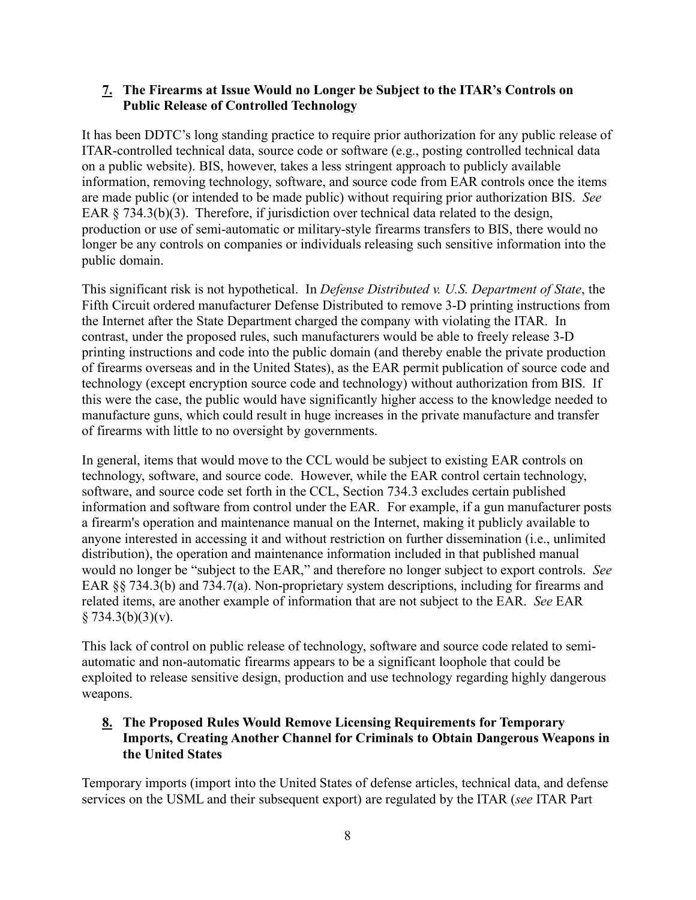### **7. The Firearms at Issue Would no Longer be Subject to the ITAR's Controls on Public Release of Controlled Technology**

It has been DDTC's long standing practice to require prior authorization for any public release of ITAR-controlled technical data, source code or software (e.g., posting controlled technical data on a public website). BIS, however, takes a less stringent approach to publicly available information, removing technology, software, and source code from EAR controls once the items are made public (or intended to be made public) without requiring prior authorization BIS. *See* EAR § 734.3(b)(3). Therefore, if jurisdiction over technical data related to the design, production or use of semi-automatic or military-style firearms transfers to BIS, there would no longer be any controls on companies or individuals releasing such sensitive information into the public domain.

This significant risk is not hypothetical. In *Defense Distributed v. U.S. Department of State*, the Fifth Circuit ordered manufacturer Defense Distributed to remove 3-D printing instructions from the Internet after the State Department charged the company with violating the ITAR. In contrast, under the proposed rules, such manufacturers would be able to freely release 3-D printing instructions and code into the public domain (and thereby enable the private production of firearms overseas and in the United States), as the EAR permit publication of source code and technology (except encryption source code and technology) without authorization from BIS. If this were the case, the public would have significantly higher access to the knowledge needed to manufacture guns, which could result in huge increases in the private manufacture and transfer of firearms with little to no oversight by governments.

In general, items that would move to the CCL would be subject to existing EAR controls on technology, software, and source code. However, while the EAR control certain technology, software, and source code set forth in the CCL, Section 734.3 excludes certain published information and software from control under the EAR. For example, if a gun manufacturer posts a firearm's operation and maintenance manual on the Internet, making it publicly available to anyone interested in accessing it and without restriction on further dissemination (i.e., unlimited distribution), the operation and maintenance information included in that published manual would no longer be "subject to the EAR," and therefore no longer subject to export controls. *See* EAR §§ 734.3(b) and 734.7(a). Non-proprietary system descriptions, including for firearms and related items, are another example of information that are not subject to the EAR. *See* EAR § 734.3(b)(3)(v).

This lack of control on public release of technology, software and source code related to semi-automatic and non-automatic firearms appears to be a significant loophole that could be exploited to release sensitive design, production and use technology regarding highly dangerous weapons.

### **8. The Proposed Rules Would Remove Licensing Requirements for Temporary Imports, Creating Another Channel for Criminals to Obtain Dangerous Weapons in the United States**

Temporary imports (import into the United States of defense articles, technical data, and defense services on the USML and their subsequent export) are regulated by the ITAR (*see* ITAR Part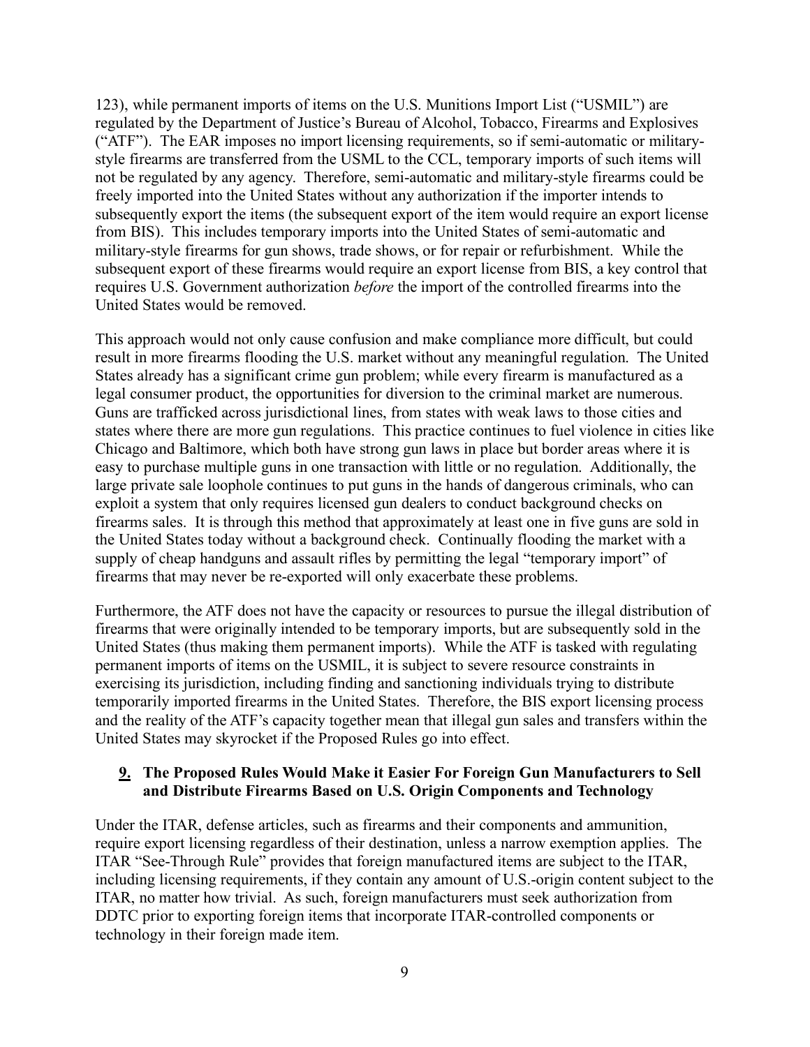123), while permanent imports of items on the U.S. Munitions Import List ("USMIL") are regulated by the Department of Justice's Bureau of Alcohol, Tobacco, Firearms and Explosives ("ATF"). The EAR imposes no import licensing requirements, so if semi-automatic or military-style firearms are transferred from the USML to the CCL, temporary imports of such items will not be regulated by any agency. Therefore, semi-automatic and military-style firearms could be freely imported into the United States without any authorization if the importer intends to subsequently export the items (the subsequent export of the item would require an export license from BIS). This includes temporary imports into the United States of semi-automatic and military-style firearms for gun shows, trade shows, or for repair or refurbishment. While the subsequent export of these firearms would require an export license from BIS, a key control that requires U.S. Government authorization *before* the import of the controlled firearms into the United States would be removed.

This approach would not only cause confusion and make compliance more difficult, but could result in more firearms flooding the U.S. market without any meaningful regulation. The United States already has a significant crime gun problem; while every firearm is manufactured as a legal consumer product, the opportunities for diversion to the criminal market are numerous. Guns are trafficked across jurisdictional lines, from states with weak laws to those cities and states where there are more gun regulations. This practice continues to fuel violence in cities like Chicago and Baltimore, which both have strong gun laws in place but border areas where it is easy to purchase multiple guns in one transaction with little or no regulation. Additionally, the large private sale loophole continues to put guns in the hands of dangerous criminals, who can exploit a system that only requires licensed gun dealers to conduct background checks on firearms sales. It is through this method that approximately at least one in five guns are sold in the United States today without a background check. Continually flooding the market with a supply of cheap handguns and assault rifles by permitting the legal "temporary import" of firearms that may never be re-exported will only exacerbate these problems.

Furthermore, the ATF does not have the capacity or resources to pursue the illegal distribution of firearms that were originally intended to be temporary imports, but are subsequently sold in the United States (thus making them permanent imports). While the ATF is tasked with regulating permanent imports of items on the USMIL, it is subject to severe resource constraints in exercising its jurisdiction, including finding and sanctioning individuals trying to distribute temporarily imported firearms in the United States. Therefore, the BIS export licensing process and the reality of the ATF's capacity together mean that illegal gun sales and transfers within the United States may skyrocket if the Proposed Rules go into effect.

## 9. The Proposed Rules Would Make it Easier For Foreign Gun Manufacturers to Sell and Distribute Firearms Based on U.S. Origin Components and Technology

Under the ITAR, defense articles, such as firearms and their components and ammunition, require export licensing regardless of their destination, unless a narrow exemption applies. The ITAR "See-Through Rule" provides that foreign manufactured items are subject to the ITAR, including licensing requirements, if they contain any amount of U.S.-origin content subject to the ITAR, no matter how trivial. As such, foreign manufacturers must seek authorization from DDTC prior to exporting foreign items that incorporate ITAR-controlled components or technology in their foreign made item.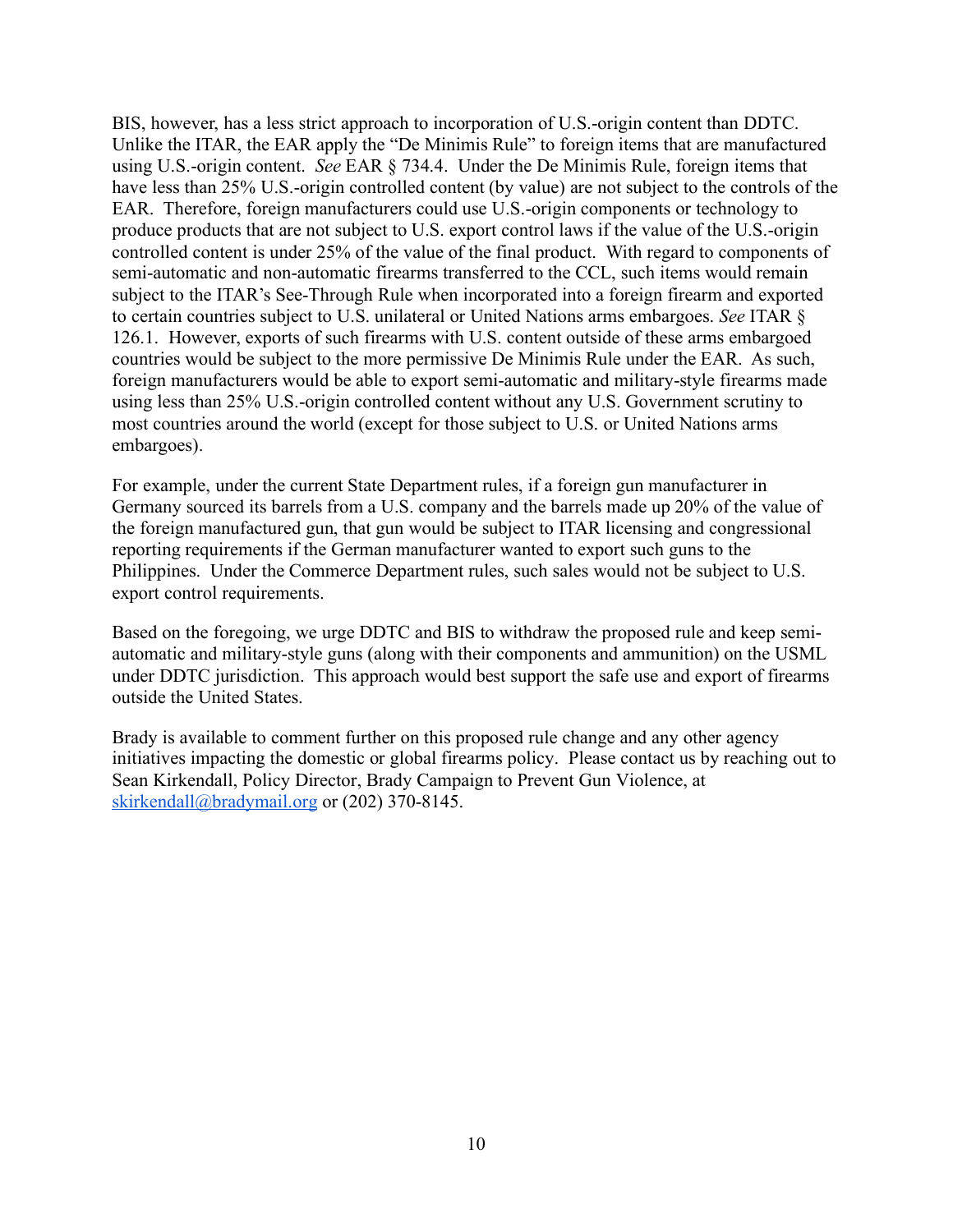BIS, however, has a less strict approach to incorporation of U.S.-origin content than DDTC. Unlike the ITAR, the EAR apply the "De Minimis Rule" to foreign items that are manufactured using U.S.-origin content. *See* EAR § 734.4. Under the De Minimis Rule, foreign items that have less than 25% U.S.-origin controlled content (by value) are not subject to the controls of the EAR. Therefore, foreign manufacturers could use U.S.-origin components or technology to produce products that are not subject to U.S. export control laws if the value of the U.S.-origin controlled content is under 25% of the value of the final product. With regard to components of semi-automatic and non-automatic firearms transferred to the CCL, such items would remain subject to the ITAR's See-Through Rule when incorporated into a foreign firearm and exported to certain countries subject to U.S. unilateral or United Nations arms embargoes. *See* ITAR § 126.1. However, exports of such firearms with U.S. content outside of these arms embargoed countries would be subject to the more permissive De Minimis Rule under the EAR. As such, foreign manufacturers would be able to export semi-automatic and military-style firearms made using less than 25% U.S.-origin controlled content without any U.S. Government scrutiny to most countries around the world (except for those subject to U.S. or United Nations arms embargoes).

For example, under the current State Department rules, if a foreign gun manufacturer in Germany sourced its barrels from a U.S. company and the barrels made up 20% of the value of the foreign manufactured gun, that gun would be subject to ITAR licensing and congressional reporting requirements if the German manufacturer wanted to export such guns to the Philippines. Under the Commerce Department rules, such sales would not be subject to U.S. export control requirements.

Based on the foregoing, we urge DDTC and BIS to withdraw the proposed rule and keep semi-automatic and military-style guns (along with their components and ammunition) on the USML under DDTC jurisdiction. This approach would best support the safe use and export of firearms outside the United States.

Brady is available to comment further on this proposed rule change and any other agency initiatives impacting the domestic or global firearms policy. Please contact us by reaching out to Sean Kirkendall, Policy Director, Brady Campaign to Prevent Gun Violence, at skirkendall@bradymail.org or (202) 370-8145.